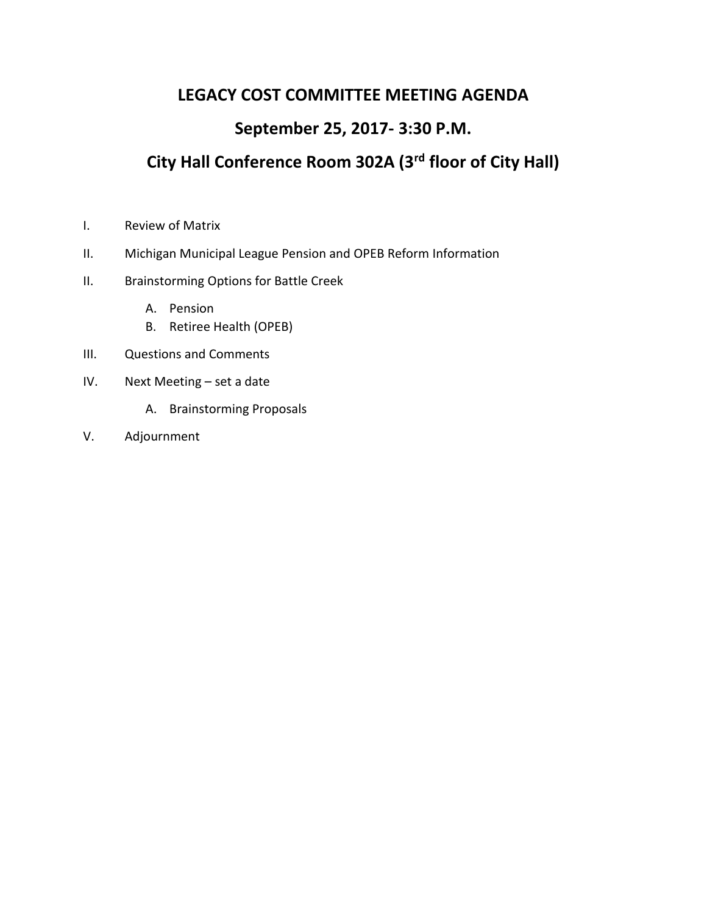# LEGACY COST COMMITTEE MEETING AGENDA

## September 25, 2017- 3:30 P.M.

## City Hall Conference Room 302A (3rd floor of City Hall)

I. Review of Matrix

II. Michigan Municipal League Pension and OPEB Reform Information

II. Brainstorming Options for Battle Creek

  A. Pension
  B. Retiree Health (OPEB)

III. Questions and Comments

IV. Next Meeting – set a date

  A. Brainstorming Proposals

V. Adjournment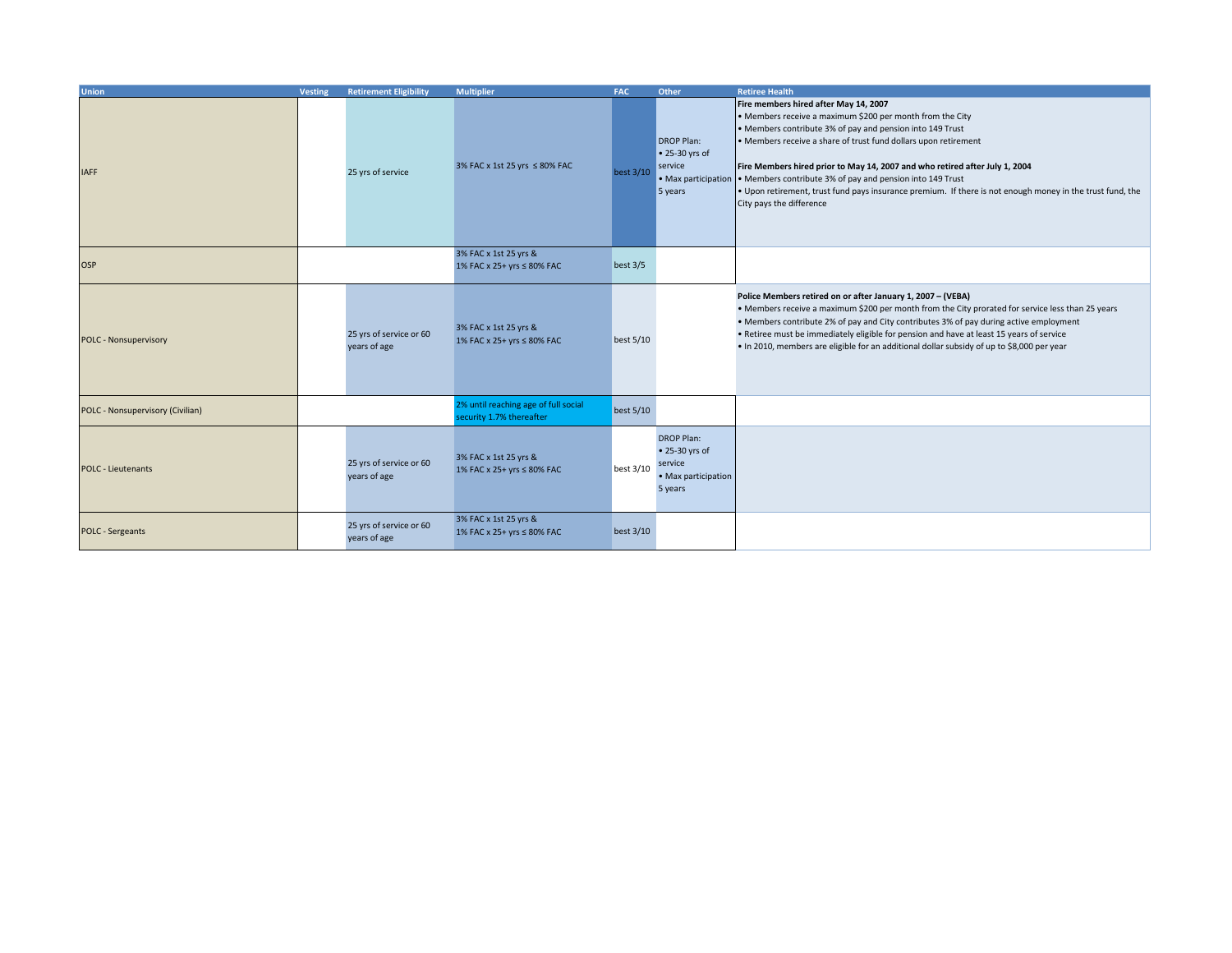| Union | Vesting | Retirement Eligibility | Multiplier | FAC | Other | Retiree Health |
|---|---|---|---|---|---|---|
| IAFF | | 25 yrs of service | 3% FAC x 1st 25 yrs ≤ 80% FAC | best 3/10 | DROP Plan: <br>• 25-30 yrs of service <br>• Max participation 5 years | **Fire members hired after May 14, 2007** <br>• Members receive a maximum $200 per month from the City <br>• Members contribute 3% of pay and pension into 149 Trust <br>• Members receive a share of trust fund dollars upon retirement <br><br>**Fire Members hired prior to May 14, 2007 and who retired after July 1, 2004** <br>• Members contribute 3% of pay and pension into 149 Trust <br>• Upon retirement, trust fund pays insurance premium. If there is not enough money in the trust fund, the City pays the difference |
| OSP | | | 3% FAC x 1st 25 yrs & 1% FAC x 25+ yrs ≤ 80% FAC | best 3/5 | | |
| POLC - Nonsupervisory | | 25 yrs of service or 60 years of age | 3% FAC x 1st 25 yrs & 1% FAC x 25+ yrs ≤ 80% FAC | best 5/10 | | **Police Members retired on or after January 1, 2007 – (VEBA)** <br>• Members receive a maximum $200 per month from the City prorated for service less than 25 years <br>• Members contribute 2% of pay and City contributes 3% of pay during active employment <br>• Retiree must be immediately eligible for pension and have at least 15 years of service <br>• In 2010, members are eligible for an additional dollar subsidy of up to $8,000 per year |
| POLC - Nonsupervisory (Civilian) | | | 2% until reaching age of full social security 1.7% thereafter | best 5/10 | | |
| POLC - Lieutenants | | 25 yrs of service or 60 years of age | 3% FAC x 1st 25 yrs & 1% FAC x 25+ yrs ≤ 80% FAC | best 3/10 | DROP Plan: <br>• 25-30 yrs of service <br>• Max participation 5 years | |
| POLC - Sergeants | | 25 yrs of service or 60 years of age | 3% FAC x 1st 25 yrs & 1% FAC x 25+ yrs ≤ 80% FAC | best 3/10 | | |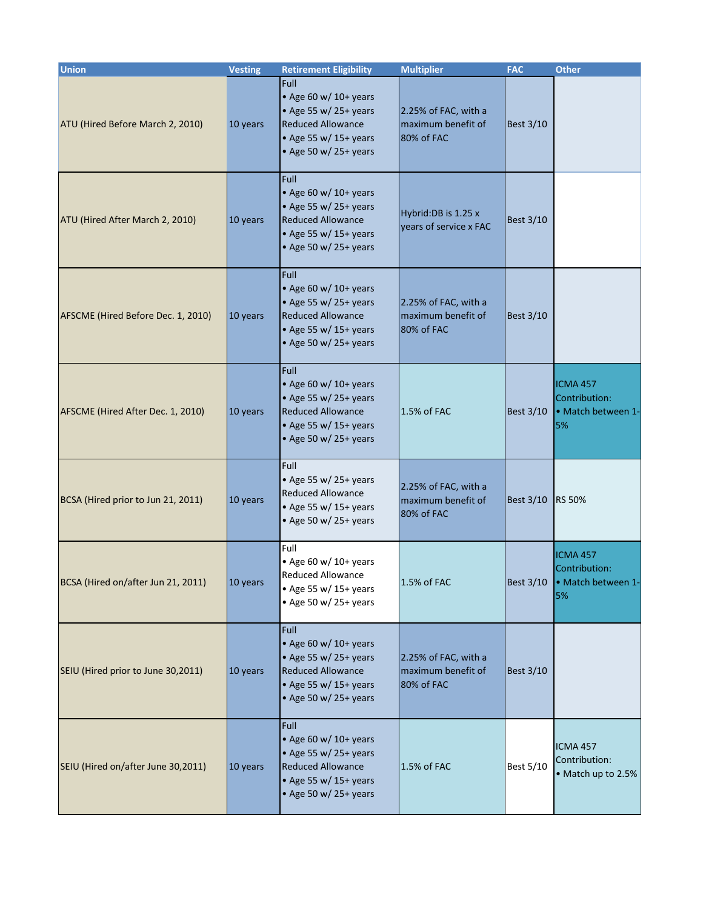| Union | Vesting | Retirement Eligibility | Multiplier | FAC | Other |
|---|---|---|---|---|---|
| ATU (Hired Before March 2, 2010) | 10 years | Full<br>• Age 60 w/ 10+ years<br>• Age 55 w/ 25+ years<br>Reduced Allowance<br>• Age 55 w/ 15+ years<br>• Age 50 w/ 25+ years | 2.25% of FAC, with a maximum benefit of 80% of FAC | Best 3/10 | |
| ATU (Hired After March 2, 2010) | 10 years | Full<br>• Age 60 w/ 10+ years<br>• Age 55 w/ 25+ years<br>Reduced Allowance<br>• Age 55 w/ 15+ years<br>• Age 50 w/ 25+ years | Hybrid:DB is 1.25 x years of service x FAC | Best 3/10 | |
| AFSCME (Hired Before Dec. 1, 2010) | 10 years | Full<br>• Age 60 w/ 10+ years<br>• Age 55 w/ 25+ years<br>Reduced Allowance<br>• Age 55 w/ 15+ years<br>• Age 50 w/ 25+ years | 2.25% of FAC, with a maximum benefit of 80% of FAC | Best 3/10 | |
| AFSCME (Hired After Dec. 1, 2010) | 10 years | Full<br>• Age 60 w/ 10+ years<br>• Age 55 w/ 25+ years<br>Reduced Allowance<br>• Age 55 w/ 15+ years<br>• Age 50 w/ 25+ years | 1.5% of FAC | Best 3/10 | ICMA 457 Contribution:<br>• Match between 1-5% |
| BCSA (Hired prior to Jun 21, 2011) | 10 years | Full<br>• Age 55 w/ 25+ years<br>Reduced Allowance<br>• Age 55 w/ 15+ years<br>• Age 50 w/ 25+ years | 2.25% of FAC, with a maximum benefit of 80% of FAC | Best 3/10 | RS 50% |
| BCSA (Hired on/after Jun 21, 2011) | 10 years | Full<br>• Age 60 w/ 10+ years<br>Reduced Allowance<br>• Age 55 w/ 15+ years<br>• Age 50 w/ 25+ years | 1.5% of FAC | Best 3/10 | ICMA 457 Contribution:<br>• Match between 1-5% |
| SEIU (Hired prior to June 30,2011) | 10 years | Full<br>• Age 60 w/ 10+ years<br>• Age 55 w/ 25+ years<br>Reduced Allowance<br>• Age 55 w/ 15+ years<br>• Age 50 w/ 25+ years | 2.25% of FAC, with a maximum benefit of 80% of FAC | Best 3/10 | |
| SEIU (Hired on/after June 30,2011) | 10 years | Full<br>• Age 60 w/ 10+ years<br>• Age 55 w/ 25+ years<br>Reduced Allowance<br>• Age 55 w/ 15+ years<br>• Age 50 w/ 25+ years | 1.5% of FAC | Best 5/10 | ICMA 457 Contribution:<br>• Match up to 2.5% |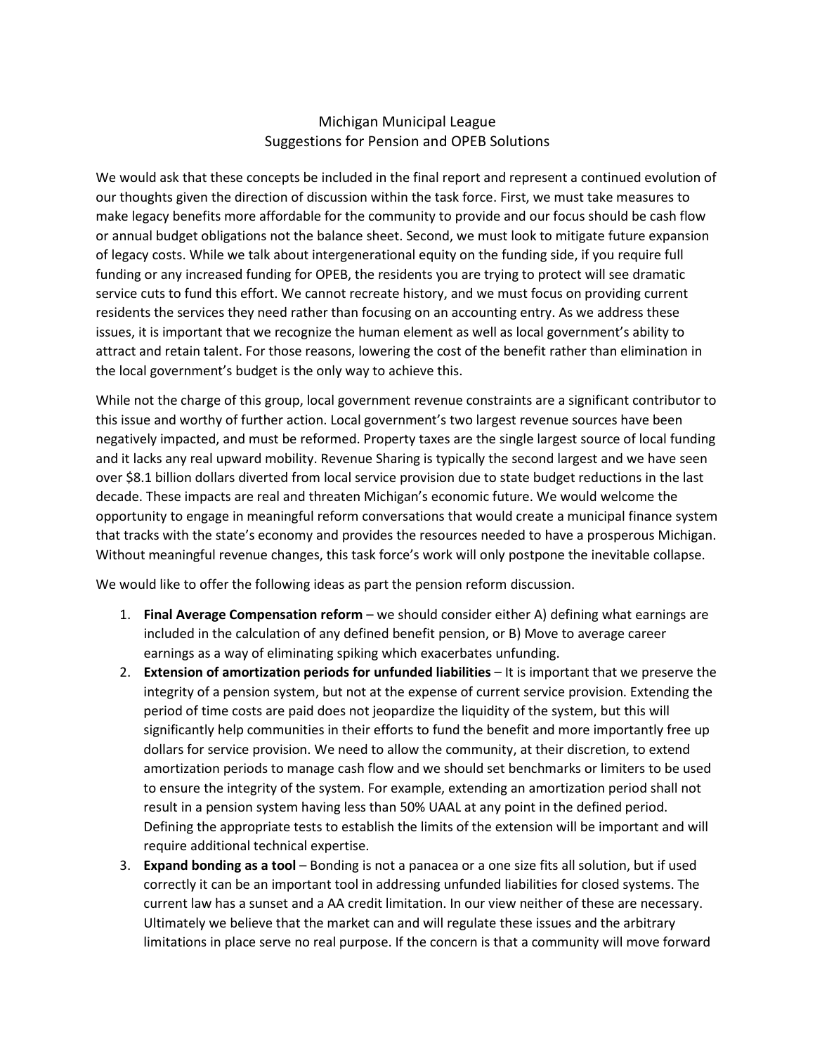# Michigan Municipal League
## Suggestions for Pension and OPEB Solutions

We would ask that these concepts be included in the final report and represent a continued evolution of our thoughts given the direction of discussion within the task force. First, we must take measures to make legacy benefits more affordable for the community to provide and our focus should be cash flow or annual budget obligations not the balance sheet. Second, we must look to mitigate future expansion of legacy costs. While we talk about intergenerational equity on the funding side, if you require full funding or any increased funding for OPEB, the residents you are trying to protect will see dramatic service cuts to fund this effort. We cannot recreate history, and we must focus on providing current residents the services they need rather than focusing on an accounting entry. As we address these issues, it is important that we recognize the human element as well as local government's ability to attract and retain talent. For those reasons, lowering the cost of the benefit rather than elimination in the local government's budget is the only way to achieve this.

While not the charge of this group, local government revenue constraints are a significant contributor to this issue and worthy of further action. Local government's two largest revenue sources have been negatively impacted, and must be reformed. Property taxes are the single largest source of local funding and it lacks any real upward mobility. Revenue Sharing is typically the second largest and we have seen over $8.1 billion dollars diverted from local service provision due to state budget reductions in the last decade. These impacts are real and threaten Michigan's economic future. We would welcome the opportunity to engage in meaningful reform conversations that would create a municipal finance system that tracks with the state's economy and provides the resources needed to have a prosperous Michigan. Without meaningful revenue changes, this task force's work will only postpone the inevitable collapse.

We would like to offer the following ideas as part the pension reform discussion.

1. **Final Average Compensation reform** – we should consider either A) defining what earnings are included in the calculation of any defined benefit pension, or B) Move to average career earnings as a way of eliminating spiking which exacerbates unfunding.
2. **Extension of amortization periods for unfunded liabilities** – It is important that we preserve the integrity of a pension system, but not at the expense of current service provision. Extending the period of time costs are paid does not jeopardize the liquidity of the system, but this will significantly help communities in their efforts to fund the benefit and more importantly free up dollars for service provision. We need to allow the community, at their discretion, to extend amortization periods to manage cash flow and we should set benchmarks or limiters to be used to ensure the integrity of the system. For example, extending an amortization period shall not result in a pension system having less than 50% UAAL at any point in the defined period. Defining the appropriate tests to establish the limits of the extension will be important and will require additional technical expertise.
3. **Expand bonding as a tool** – Bonding is not a panacea or a one size fits all solution, but if used correctly it can be an important tool in addressing unfunded liabilities for closed systems. The current law has a sunset and a AA credit limitation. In our view neither of these are necessary. Ultimately we believe that the market can and will regulate these issues and the arbitrary limitations in place serve no real purpose. If the concern is that a community will move forward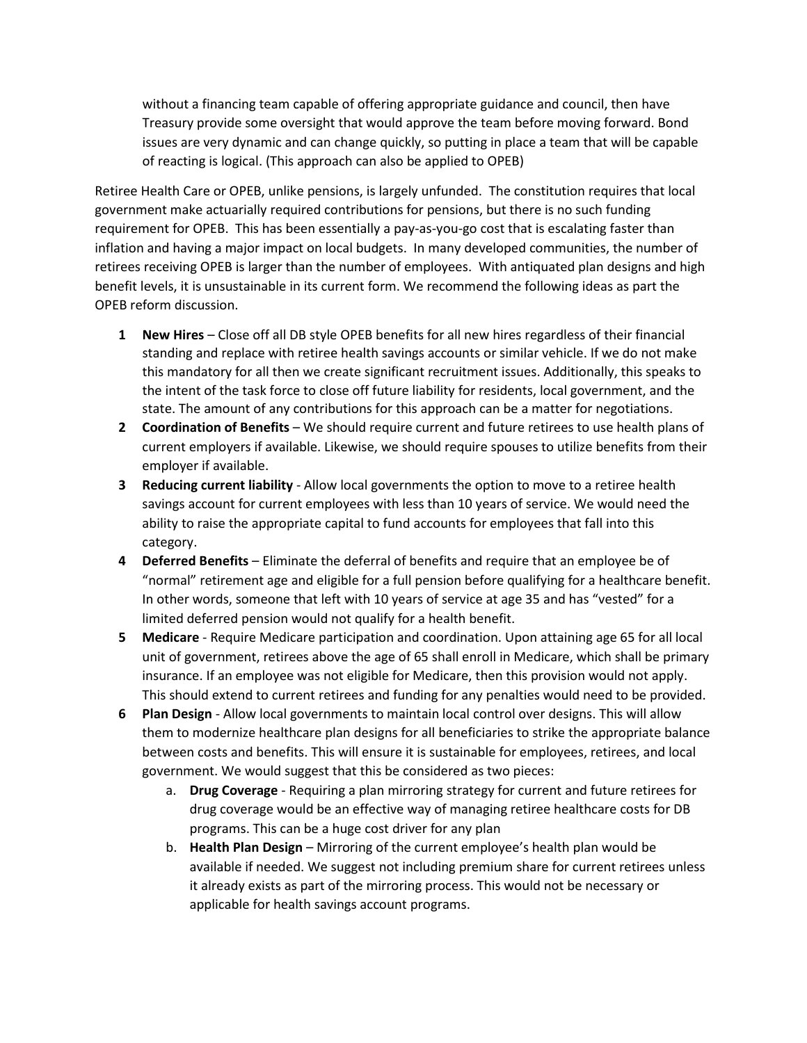without a financing team capable of offering appropriate guidance and council, then have Treasury provide some oversight that would approve the team before moving forward. Bond issues are very dynamic and can change quickly, so putting in place a team that will be capable of reacting is logical. (This approach can also be applied to OPEB)

Retiree Health Care or OPEB, unlike pensions, is largely unfunded. The constitution requires that local government make actuarially required contributions for pensions, but there is no such funding requirement for OPEB. This has been essentially a pay-as-you-go cost that is escalating faster than inflation and having a major impact on local budgets. In many developed communities, the number of retirees receiving OPEB is larger than the number of employees. With antiquated plan designs and high benefit levels, it is unsustainable in its current form. We recommend the following ideas as part the OPEB reform discussion.

1. **New Hires** – Close off all DB style OPEB benefits for all new hires regardless of their financial standing and replace with retiree health savings accounts or similar vehicle. If we do not make this mandatory for all then we create significant recruitment issues. Additionally, this speaks to the intent of the task force to close off future liability for residents, local government, and the state. The amount of any contributions for this approach can be a matter for negotiations.
2. **Coordination of Benefits** – We should require current and future retirees to use health plans of current employers if available. Likewise, we should require spouses to utilize benefits from their employer if available.
3. **Reducing current liability** - Allow local governments the option to move to a retiree health savings account for current employees with less than 10 years of service. We would need the ability to raise the appropriate capital to fund accounts for employees that fall into this category.
4. **Deferred Benefits** – Eliminate the deferral of benefits and require that an employee be of "normal" retirement age and eligible for a full pension before qualifying for a healthcare benefit. In other words, someone that left with 10 years of service at age 35 and has "vested" for a limited deferred pension would not qualify for a health benefit.
5. **Medicare** - Require Medicare participation and coordination. Upon attaining age 65 for all local unit of government, retirees above the age of 65 shall enroll in Medicare, which shall be primary insurance. If an employee was not eligible for Medicare, then this provision would not apply. This should extend to current retirees and funding for any penalties would need to be provided.
6. **Plan Design** - Allow local governments to maintain local control over designs. This will allow them to modernize healthcare plan designs for all beneficiaries to strike the appropriate balance between costs and benefits. This will ensure it is sustainable for employees, retirees, and local government. We would suggest that this be considered as two pieces:
   a. **Drug Coverage** - Requiring a plan mirroring strategy for current and future retirees for drug coverage would be an effective way of managing retiree healthcare costs for DB programs. This can be a huge cost driver for any plan
   b. **Health Plan Design** – Mirroring of the current employee's health plan would be available if needed. We suggest not including premium share for current retirees unless it already exists as part of the mirroring process. This would not be necessary or applicable for health savings account programs.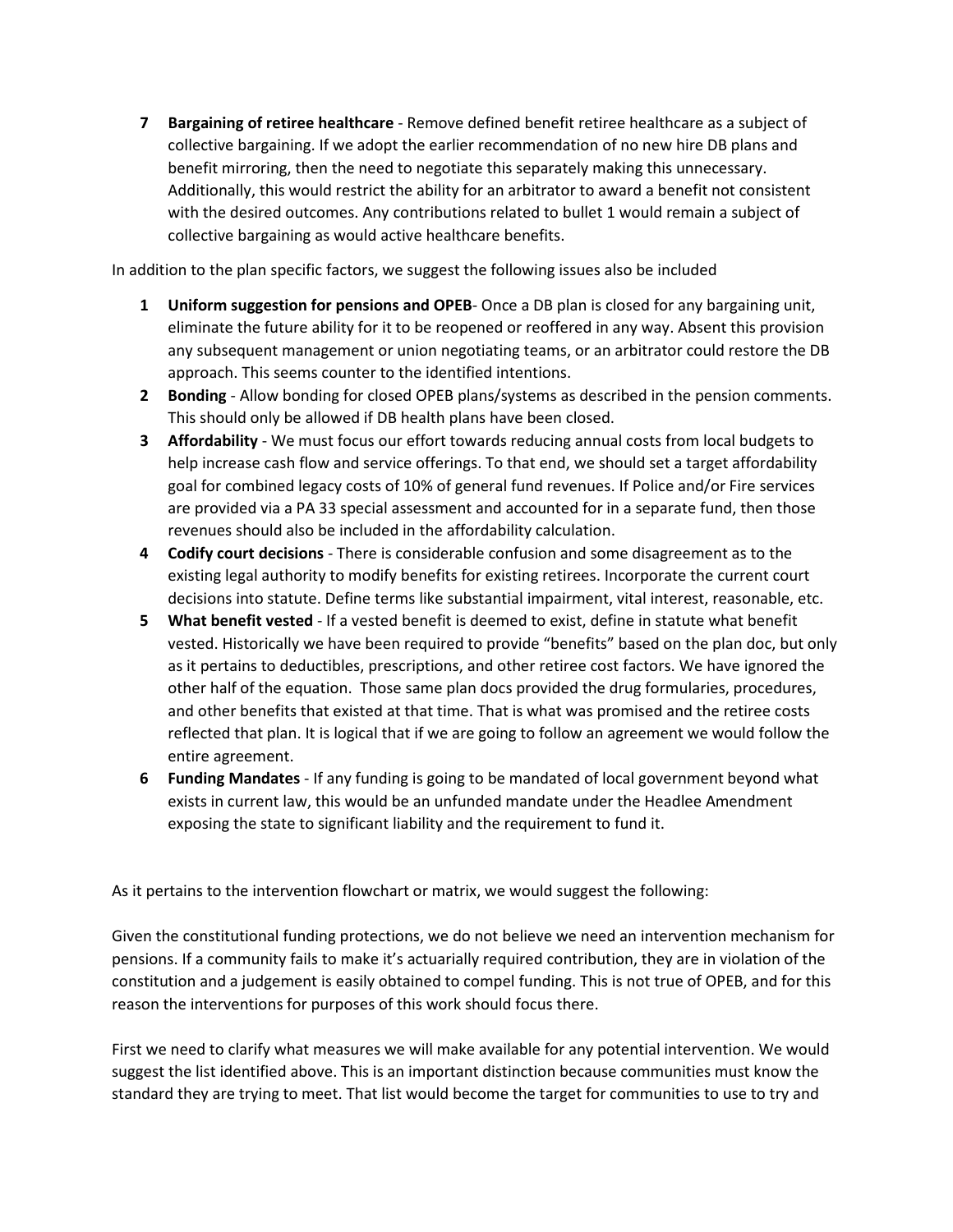7. **Bargaining of retiree healthcare** - Remove defined benefit retiree healthcare as a subject of collective bargaining. If we adopt the earlier recommendation of no new hire DB plans and benefit mirroring, then the need to negotiate this separately making this unnecessary. Additionally, this would restrict the ability for an arbitrator to award a benefit not consistent with the desired outcomes. Any contributions related to bullet 1 would remain a subject of collective bargaining as would active healthcare benefits.

In addition to the plan specific factors, we suggest the following issues also be included

1. **Uniform suggestion for pensions and OPEB**- Once a DB plan is closed for any bargaining unit, eliminate the future ability for it to be reopened or reoffered in any way. Absent this provision any subsequent management or union negotiating teams, or an arbitrator could restore the DB approach. This seems counter to the identified intentions.
2. **Bonding** - Allow bonding for closed OPEB plans/systems as described in the pension comments. This should only be allowed if DB health plans have been closed.
3. **Affordability** - We must focus our effort towards reducing annual costs from local budgets to help increase cash flow and service offerings. To that end, we should set a target affordability goal for combined legacy costs of 10% of general fund revenues. If Police and/or Fire services are provided via a PA 33 special assessment and accounted for in a separate fund, then those revenues should also be included in the affordability calculation.
4. **Codify court decisions** - There is considerable confusion and some disagreement as to the existing legal authority to modify benefits for existing retirees. Incorporate the current court decisions into statute. Define terms like substantial impairment, vital interest, reasonable, etc.
5. **What benefit vested** - If a vested benefit is deemed to exist, define in statute what benefit vested. Historically we have been required to provide "benefits" based on the plan doc, but only as it pertains to deductibles, prescriptions, and other retiree cost factors. We have ignored the other half of the equation. Those same plan docs provided the drug formularies, procedures, and other benefits that existed at that time. That is what was promised and the retiree costs reflected that plan. It is logical that if we are going to follow an agreement we would follow the entire agreement.
6. **Funding Mandates** - If any funding is going to be mandated of local government beyond what exists in current law, this would be an unfunded mandate under the Headlee Amendment exposing the state to significant liability and the requirement to fund it.

As it pertains to the intervention flowchart or matrix, we would suggest the following:

Given the constitutional funding protections, we do not believe we need an intervention mechanism for pensions. If a community fails to make it's actuarially required contribution, they are in violation of the constitution and a judgement is easily obtained to compel funding. This is not true of OPEB, and for this reason the interventions for purposes of this work should focus there.

First we need to clarify what measures we will make available for any potential intervention. We would suggest the list identified above. This is an important distinction because communities must know the standard they are trying to meet. That list would become the target for communities to use to try and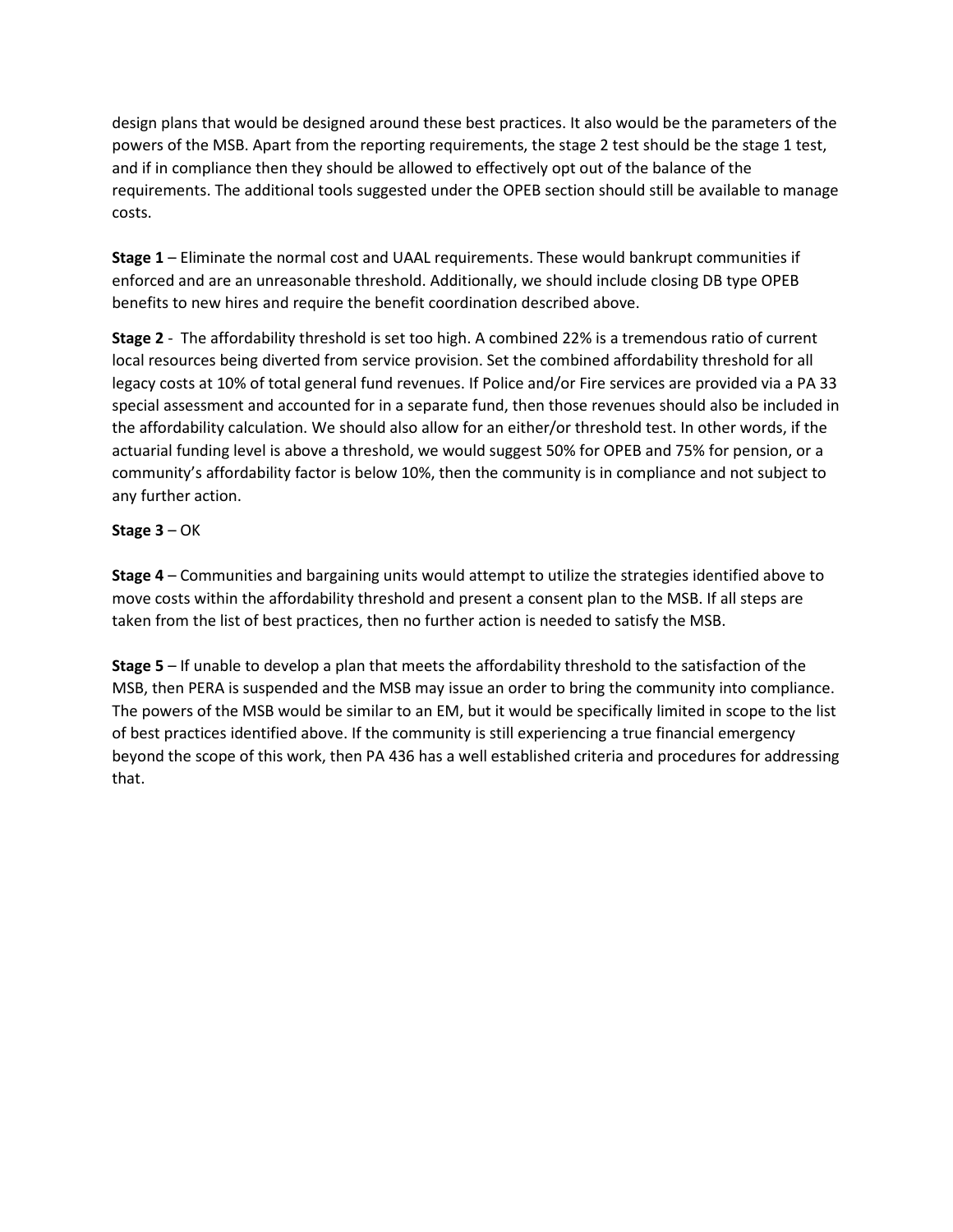design plans that would be designed around these best practices. It also would be the parameters of the powers of the MSB. Apart from the reporting requirements, the stage 2 test should be the stage 1 test, and if in compliance then they should be allowed to effectively opt out of the balance of the requirements. The additional tools suggested under the OPEB section should still be available to manage costs.

**Stage 1** – Eliminate the normal cost and UAAL requirements. These would bankrupt communities if enforced and are an unreasonable threshold. Additionally, we should include closing DB type OPEB benefits to new hires and require the benefit coordination described above.

**Stage 2** - The affordability threshold is set too high. A combined 22% is a tremendous ratio of current local resources being diverted from service provision. Set the combined affordability threshold for all legacy costs at 10% of total general fund revenues. If Police and/or Fire services are provided via a PA 33 special assessment and accounted for in a separate fund, then those revenues should also be included in the affordability calculation. We should also allow for an either/or threshold test. In other words, if the actuarial funding level is above a threshold, we would suggest 50% for OPEB and 75% for pension, or a community's affordability factor is below 10%, then the community is in compliance and not subject to any further action.

**Stage 3** – OK

**Stage 4** – Communities and bargaining units would attempt to utilize the strategies identified above to move costs within the affordability threshold and present a consent plan to the MSB. If all steps are taken from the list of best practices, then no further action is needed to satisfy the MSB.

**Stage 5** – If unable to develop a plan that meets the affordability threshold to the satisfaction of the MSB, then PERA is suspended and the MSB may issue an order to bring the community into compliance. The powers of the MSB would be similar to an EM, but it would be specifically limited in scope to the list of best practices identified above. If the community is still experiencing a true financial emergency beyond the scope of this work, then PA 436 has a well established criteria and procedures for addressing that.